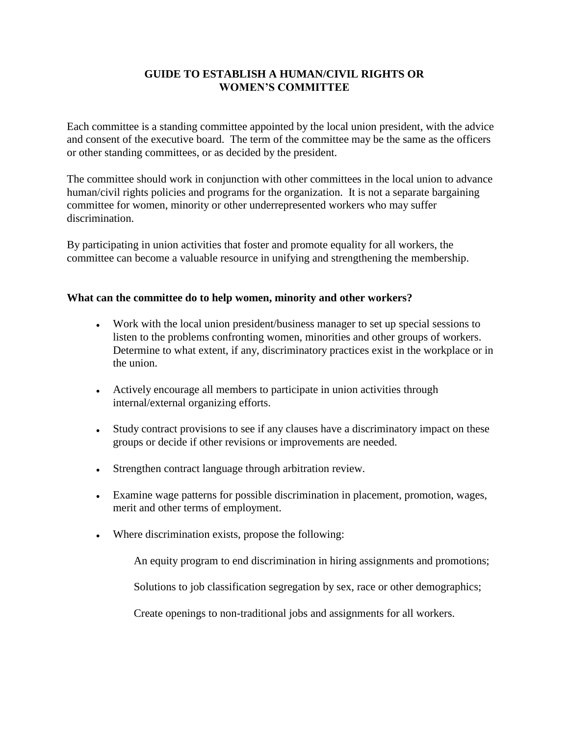# GUIDE TO ESTABLISH A HUMAN/CIVIL RIGHTS OR WOMEN'S COMMITTEE

Each committee is a standing committee appointed by the local union president, with the advice and consent of the executive board. The term of the committee may be the same as the officers or other standing committees, or as decided by the president.

The committee should work in conjunction with other committees in the local union to advance human/civil rights policies and programs for the organization. It is not a separate bargaining committee for women, minority or other underrepresented workers who may suffer discrimination.

By participating in union activities that foster and promote equality for all workers, the committee can become a valuable resource in unifying and strengthening the membership.

**What can the committee do to help women, minority and other workers?**

- Work with the local union president/business manager to set up special sessions to listen to the problems confronting women, minorities and other groups of workers. Determine to what extent, if any, discriminatory practices exist in the workplace or in the union.
- Actively encourage all members to participate in union activities through internal/external organizing efforts.
- Study contract provisions to see if any clauses have a discriminatory impact on these groups or decide if other revisions or improvements are needed.
- Strengthen contract language through arbitration review.
- Examine wage patterns for possible discrimination in placement, promotion, wages, merit and other terms of employment.
- Where discrimination exists, propose the following:

  An equity program to end discrimination in hiring assignments and promotions;

  Solutions to job classification segregation by sex, race or other demographics;

  Create openings to non-traditional jobs and assignments for all workers.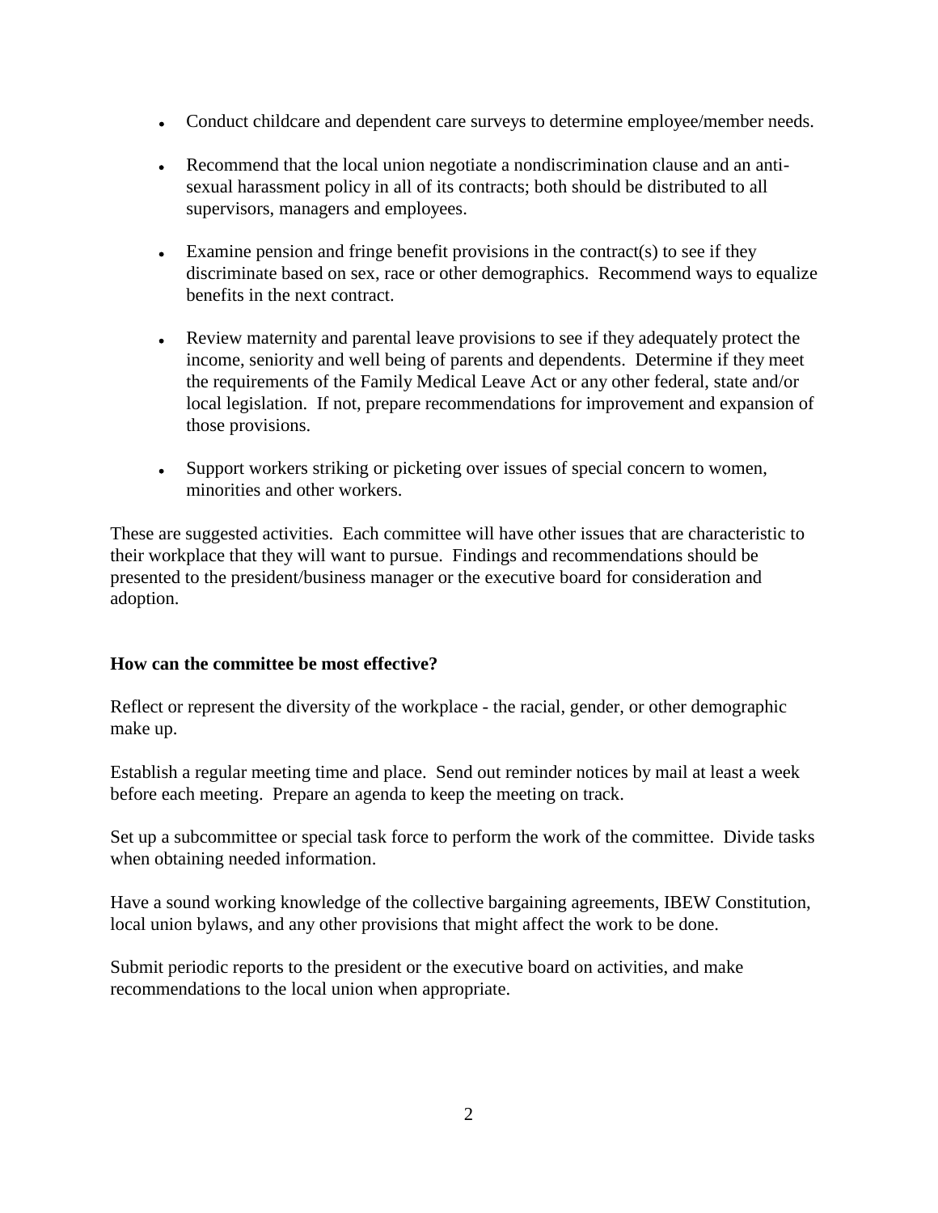- Conduct childcare and dependent care surveys to determine employee/member needs.
- Recommend that the local union negotiate a nondiscrimination clause and an anti-sexual harassment policy in all of its contracts; both should be distributed to all supervisors, managers and employees.
- Examine pension and fringe benefit provisions in the contract(s) to see if they discriminate based on sex, race or other demographics. Recommend ways to equalize benefits in the next contract.
- Review maternity and parental leave provisions to see if they adequately protect the income, seniority and well being of parents and dependents. Determine if they meet the requirements of the Family Medical Leave Act or any other federal, state and/or local legislation. If not, prepare recommendations for improvement and expansion of those provisions.
- Support workers striking or picketing over issues of special concern to women, minorities and other workers.

These are suggested activities. Each committee will have other issues that are characteristic to their workplace that they will want to pursue. Findings and recommendations should be presented to the president/business manager or the executive board for consideration and adoption.

**How can the committee be most effective?**

Reflect or represent the diversity of the workplace - the racial, gender, or other demographic make up.

Establish a regular meeting time and place. Send out reminder notices by mail at least a week before each meeting. Prepare an agenda to keep the meeting on track.

Set up a subcommittee or special task force to perform the work of the committee. Divide tasks when obtaining needed information.

Have a sound working knowledge of the collective bargaining agreements, IBEW Constitution, local union bylaws, and any other provisions that might affect the work to be done.

Submit periodic reports to the president or the executive board on activities, and make recommendations to the local union when appropriate.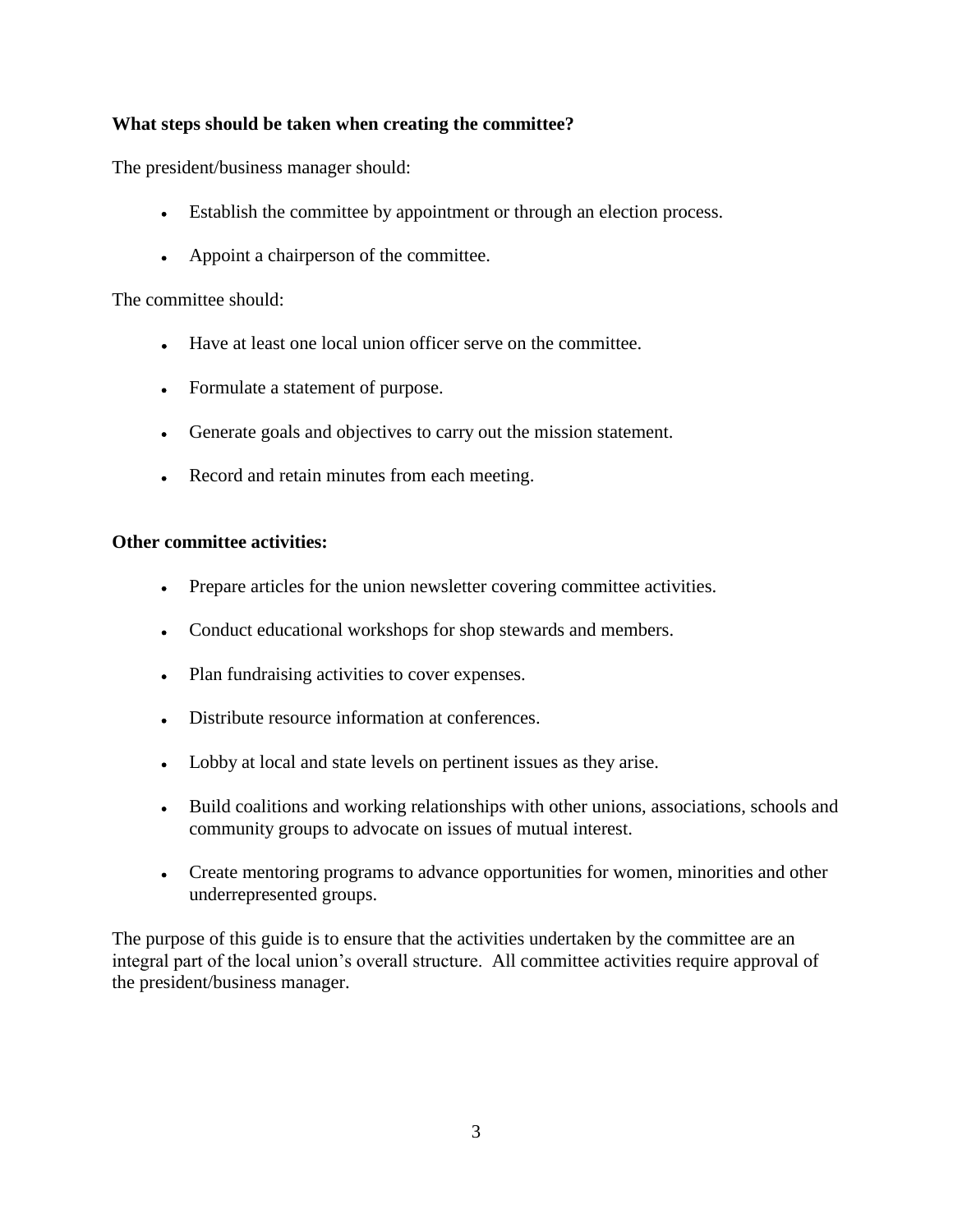**What steps should be taken when creating the committee?**

The president/business manager should:

- Establish the committee by appointment or through an election process.
- Appoint a chairperson of the committee.

The committee should:

- Have at least one local union officer serve on the committee.
- Formulate a statement of purpose.
- Generate goals and objectives to carry out the mission statement.
- Record and retain minutes from each meeting.

**Other committee activities:**

- Prepare articles for the union newsletter covering committee activities.
- Conduct educational workshops for shop stewards and members.
- Plan fundraising activities to cover expenses.
- Distribute resource information at conferences.
- Lobby at local and state levels on pertinent issues as they arise.
- Build coalitions and working relationships with other unions, associations, schools and community groups to advocate on issues of mutual interest.
- Create mentoring programs to advance opportunities for women, minorities and other underrepresented groups.

The purpose of this guide is to ensure that the activities undertaken by the committee are an integral part of the local union's overall structure. All committee activities require approval of the president/business manager.